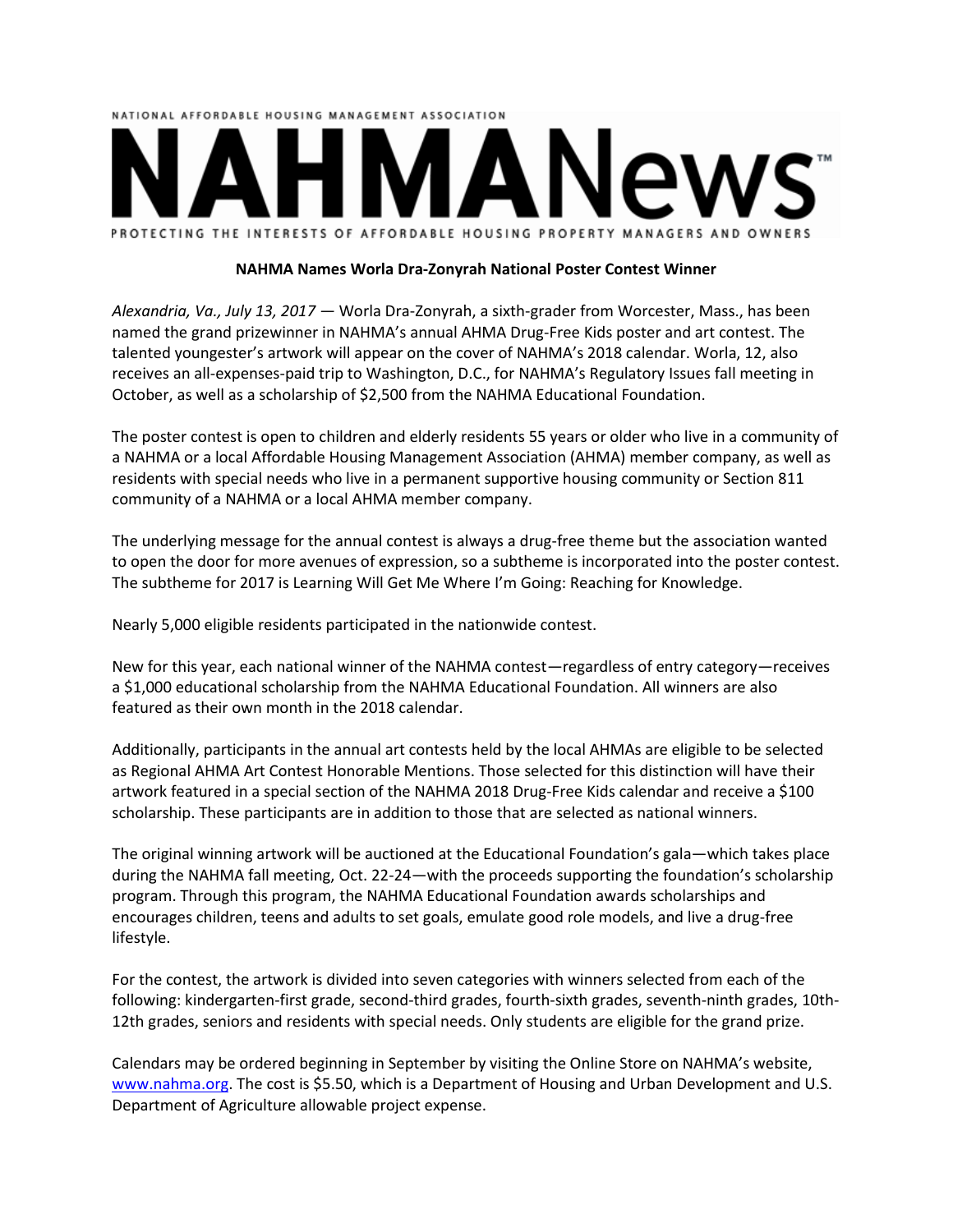NATIONAL AFFORDABLE HOUSING MANAGEMENT ASSOCIATION

# NAHMANews™

PROTECTING THE INTERESTS OF AFFORDABLE HOUSING PROPERTY MANAGERS AND OWNERS

**NAHMA Names Worla Dra-Zonyrah National Poster Contest Winner**

*Alexandria, Va., July 13, 2017* — Worla Dra-Zonyrah, a sixth-grader from Worcester, Mass., has been named the grand prizewinner in NAHMA's annual AHMA Drug-Free Kids poster and art contest. The talented youngester's artwork will appear on the cover of NAHMA's 2018 calendar. Worla, 12, also receives an all-expenses-paid trip to Washington, D.C., for NAHMA's Regulatory Issues fall meeting in October, as well as a scholarship of $2,500 from the NAHMA Educational Foundation.

The poster contest is open to children and elderly residents 55 years or older who live in a community of a NAHMA or a local Affordable Housing Management Association (AHMA) member company, as well as residents with special needs who live in a permanent supportive housing community or Section 811 community of a NAHMA or a local AHMA member company.

The underlying message for the annual contest is always a drug-free theme but the association wanted to open the door for more avenues of expression, so a subtheme is incorporated into the poster contest. The subtheme for 2017 is Learning Will Get Me Where I'm Going: Reaching for Knowledge.

Nearly 5,000 eligible residents participated in the nationwide contest.

New for this year, each national winner of the NAHMA contest—regardless of entry category—receives a $1,000 educational scholarship from the NAHMA Educational Foundation. All winners are also featured as their own month in the 2018 calendar.

Additionally, participants in the annual art contests held by the local AHMAs are eligible to be selected as Regional AHMA Art Contest Honorable Mentions. Those selected for this distinction will have their artwork featured in a special section of the NAHMA 2018 Drug-Free Kids calendar and receive a $100 scholarship. These participants are in addition to those that are selected as national winners.

The original winning artwork will be auctioned at the Educational Foundation's gala—which takes place during the NAHMA fall meeting, Oct. 22-24—with the proceeds supporting the foundation's scholarship program. Through this program, the NAHMA Educational Foundation awards scholarships and encourages children, teens and adults to set goals, emulate good role models, and live a drug-free lifestyle.

For the contest, the artwork is divided into seven categories with winners selected from each of the following: kindergarten-first grade, second-third grades, fourth-sixth grades, seventh-ninth grades, 10th-12th grades, seniors and residents with special needs. Only students are eligible for the grand prize.

Calendars may be ordered beginning in September by visiting the Online Store on NAHMA's website, www.nahma.org. The cost is $5.50, which is a Department of Housing and Urban Development and U.S. Department of Agriculture allowable project expense.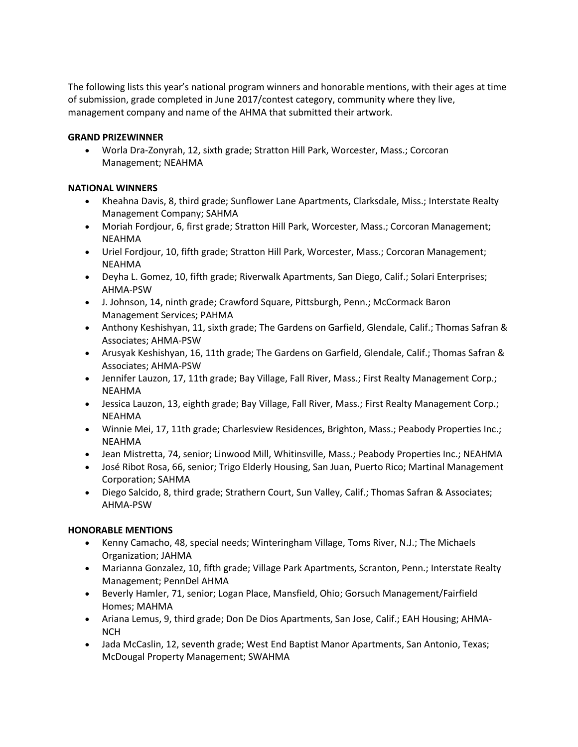The following lists this year's national program winners and honorable mentions, with their ages at time of submission, grade completed in June 2017/contest category, community where they live, management company and name of the AHMA that submitted their artwork.

**GRAND PRIZEWINNER**

- Worla Dra-Zonyrah, 12, sixth grade; Stratton Hill Park, Worcester, Mass.; Corcoran Management; NEAHMA

**NATIONAL WINNERS**

- Kheahna Davis, 8, third grade; Sunflower Lane Apartments, Clarksdale, Miss.; Interstate Realty Management Company; SAHMA
- Moriah Fordjour, 6, first grade; Stratton Hill Park, Worcester, Mass.; Corcoran Management; NEAHMA
- Uriel Fordjour, 10, fifth grade; Stratton Hill Park, Worcester, Mass.; Corcoran Management; NEAHMA
- Deyha L. Gomez, 10, fifth grade; Riverwalk Apartments, San Diego, Calif.; Solari Enterprises; AHMA-PSW
- J. Johnson, 14, ninth grade; Crawford Square, Pittsburgh, Penn.; McCormack Baron Management Services; PAHMA
- Anthony Keshishyan, 11, sixth grade; The Gardens on Garfield, Glendale, Calif.; Thomas Safran & Associates; AHMA-PSW
- Arusyak Keshishyan, 16, 11th grade; The Gardens on Garfield, Glendale, Calif.; Thomas Safran & Associates; AHMA-PSW
- Jennifer Lauzon, 17, 11th grade; Bay Village, Fall River, Mass.; First Realty Management Corp.; NEAHMA
- Jessica Lauzon, 13, eighth grade; Bay Village, Fall River, Mass.; First Realty Management Corp.; NEAHMA
- Winnie Mei, 17, 11th grade; Charlesview Residences, Brighton, Mass.; Peabody Properties Inc.; NEAHMA
- Jean Mistretta, 74, senior; Linwood Mill, Whitinsville, Mass.; Peabody Properties Inc.; NEAHMA
- José Ribot Rosa, 66, senior; Trigo Elderly Housing, San Juan, Puerto Rico; Martinal Management Corporation; SAHMA
- Diego Salcido, 8, third grade; Strathern Court, Sun Valley, Calif.; Thomas Safran & Associates; AHMA-PSW

**HONORABLE MENTIONS**

- Kenny Camacho, 48, special needs; Winteringham Village, Toms River, N.J.; The Michaels Organization; JAHMA
- Marianna Gonzalez, 10, fifth grade; Village Park Apartments, Scranton, Penn.; Interstate Realty Management; PennDel AHMA
- Beverly Hamler, 71, senior; Logan Place, Mansfield, Ohio; Gorsuch Management/Fairfield Homes; MAHMA
- Ariana Lemus, 9, third grade; Don De Dios Apartments, San Jose, Calif.; EAH Housing; AHMA-NCH
- Jada McCaslin, 12, seventh grade; West End Baptist Manor Apartments, San Antonio, Texas; McDougal Property Management; SWAHMA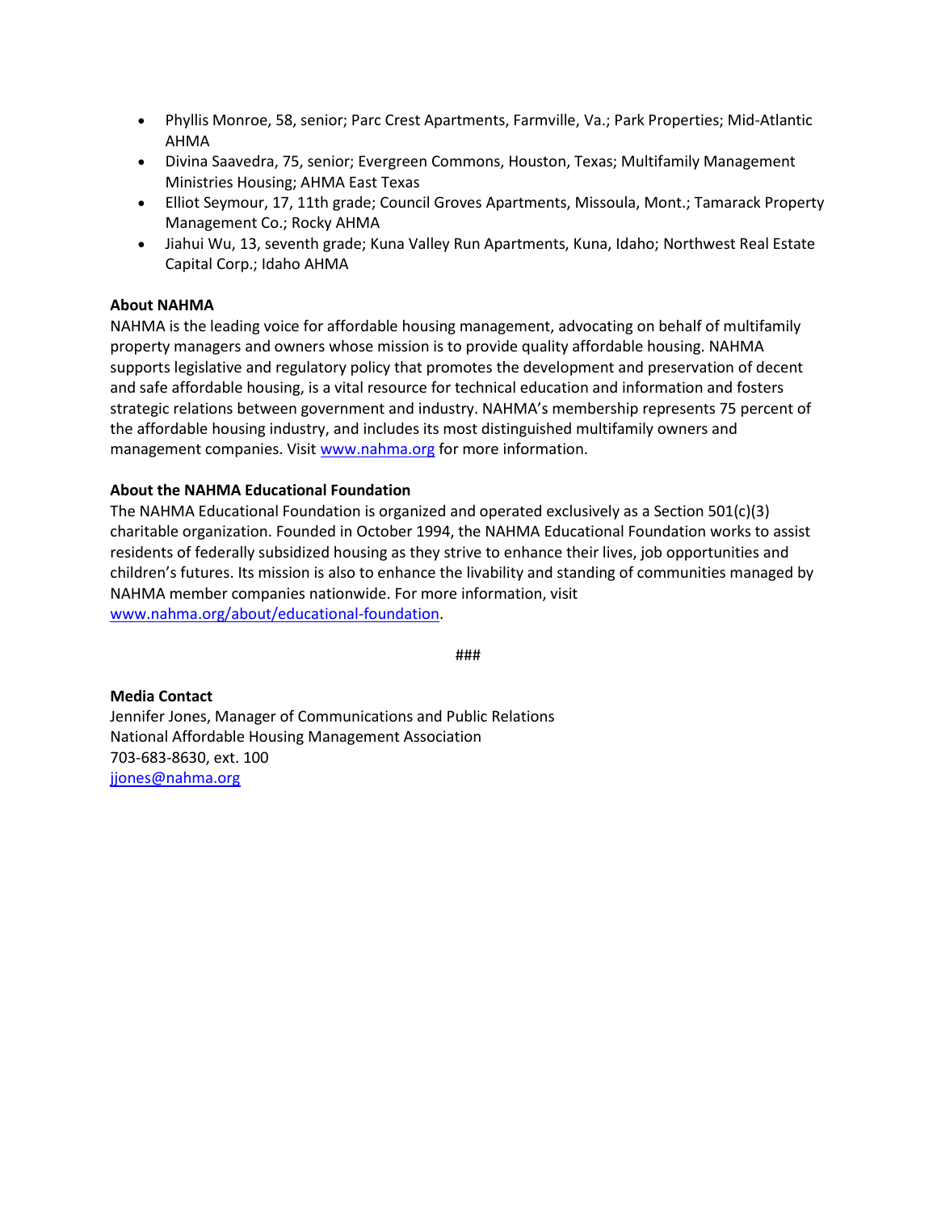- Phyllis Monroe, 58, senior; Parc Crest Apartments, Farmville, Va.; Park Properties; Mid-Atlantic AHMA
- Divina Saavedra, 75, senior; Evergreen Commons, Houston, Texas; Multifamily Management Ministries Housing; AHMA East Texas
- Elliot Seymour, 17, 11th grade; Council Groves Apartments, Missoula, Mont.; Tamarack Property Management Co.; Rocky AHMA
- Jiahui Wu, 13, seventh grade; Kuna Valley Run Apartments, Kuna, Idaho; Northwest Real Estate Capital Corp.; Idaho AHMA

**About NAHMA**
NAHMA is the leading voice for affordable housing management, advocating on behalf of multifamily property managers and owners whose mission is to provide quality affordable housing. NAHMA supports legislative and regulatory policy that promotes the development and preservation of decent and safe affordable housing, is a vital resource for technical education and information and fosters strategic relations between government and industry. NAHMA's membership represents 75 percent of the affordable housing industry, and includes its most distinguished multifamily owners and management companies. Visit www.nahma.org for more information.

**About the NAHMA Educational Foundation**
The NAHMA Educational Foundation is organized and operated exclusively as a Section 501(c)(3) charitable organization. Founded in October 1994, the NAHMA Educational Foundation works to assist residents of federally subsidized housing as they strive to enhance their lives, job opportunities and children's futures. Its mission is also to enhance the livability and standing of communities managed by NAHMA member companies nationwide. For more information, visit www.nahma.org/about/educational-foundation.

###

**Media Contact**
Jennifer Jones, Manager of Communications and Public Relations
National Affordable Housing Management Association
703-683-8630, ext. 100
jjones@nahma.org